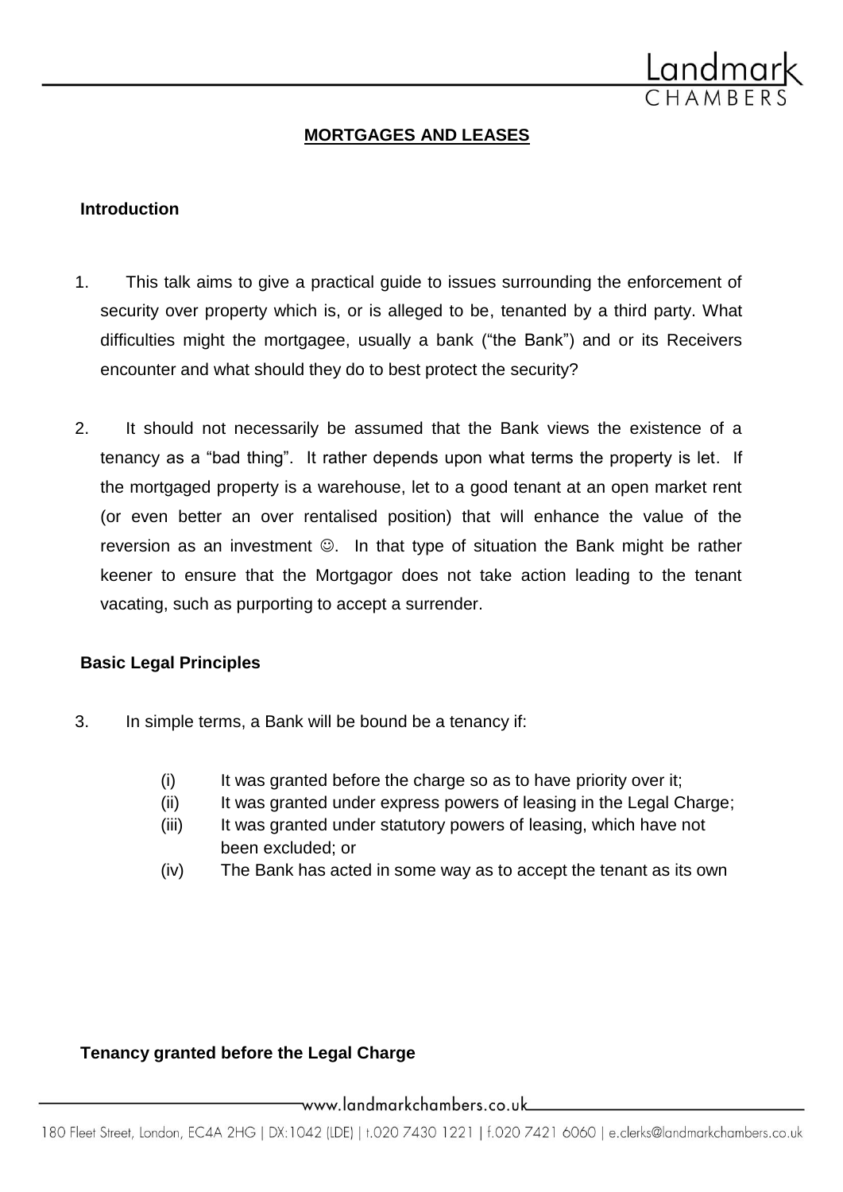# MORTGAGES AND LEASES

## Introduction

1. This talk aims to give a practical guide to issues surrounding the enforcement of security over property which is, or is alleged to be, tenanted by a third party. What difficulties might the mortgagee, usually a bank ("the Bank") and or its Receivers encounter and what should they do to best protect the security?

2. It should not necessarily be assumed that the Bank views the existence of a tenancy as a "bad thing". It rather depends upon what terms the property is let. If the mortgaged property is a warehouse, let to a good tenant at an open market rent (or even better an over rentalised position) that will enhance the value of the reversion as an investment ☺. In that type of situation the Bank might be rather keener to ensure that the Mortgagor does not take action leading to the tenant vacating, such as purporting to accept a surrender.

## Basic Legal Principles

3. In simple terms, a Bank will be bound be a tenancy if:

   (i) It was granted before the charge so as to have priority over it;
   (ii) It was granted under express powers of leasing in the Legal Charge;
   (iii) It was granted under statutory powers of leasing, which have not been excluded; or
   (iv) The Bank has acted in some way as to accept the tenant as its own

## Tenancy granted before the Legal Charge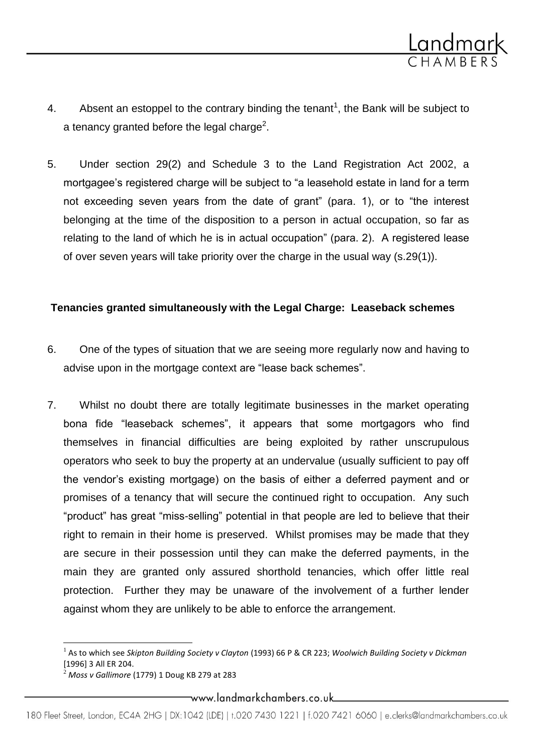4. Absent an estoppel to the contrary binding the tenant[1], the Bank will be subject to a tenancy granted before the legal charge[2].

5. Under section 29(2) and Schedule 3 to the Land Registration Act 2002, a mortgagee's registered charge will be subject to "a leasehold estate in land for a term not exceeding seven years from the date of grant" (para. 1), or to "the interest belonging at the time of the disposition to a person in actual occupation, so far as relating to the land of which he is in actual occupation" (para. 2). A registered lease of over seven years will take priority over the charge in the usual way (s.29(1)).

## Tenancies granted simultaneously with the Legal Charge: Leaseback schemes

6. One of the types of situation that we are seeing more regularly now and having to advise upon in the mortgage context are "lease back schemes".

7. Whilst no doubt there are totally legitimate businesses in the market operating bona fide "leaseback schemes", it appears that some mortgagors who find themselves in financial difficulties are being exploited by rather unscrupulous operators who seek to buy the property at an undervalue (usually sufficient to pay off the vendor's existing mortgage) on the basis of either a deferred payment and or promises of a tenancy that will secure the continued right to occupation. Any such "product" has great "miss-selling" potential in that people are led to believe that their right to remain in their home is preserved. Whilst promises may be made that they are secure in their possession until they can make the deferred payments, in the main they are granted only assured shorthold tenancies, which offer little real protection. Further they may be unaware of the involvement of a further lender against whom they are unlikely to be able to enforce the arrangement.

---

[1] As to which see *Skipton Building Society v Clayton* (1993) 66 P & CR 223; *Woolwich Building Society v Dickman* [1996] 3 All ER 204.

[2] *Moss v Gallimore* (1779) 1 Doug KB 279 at 283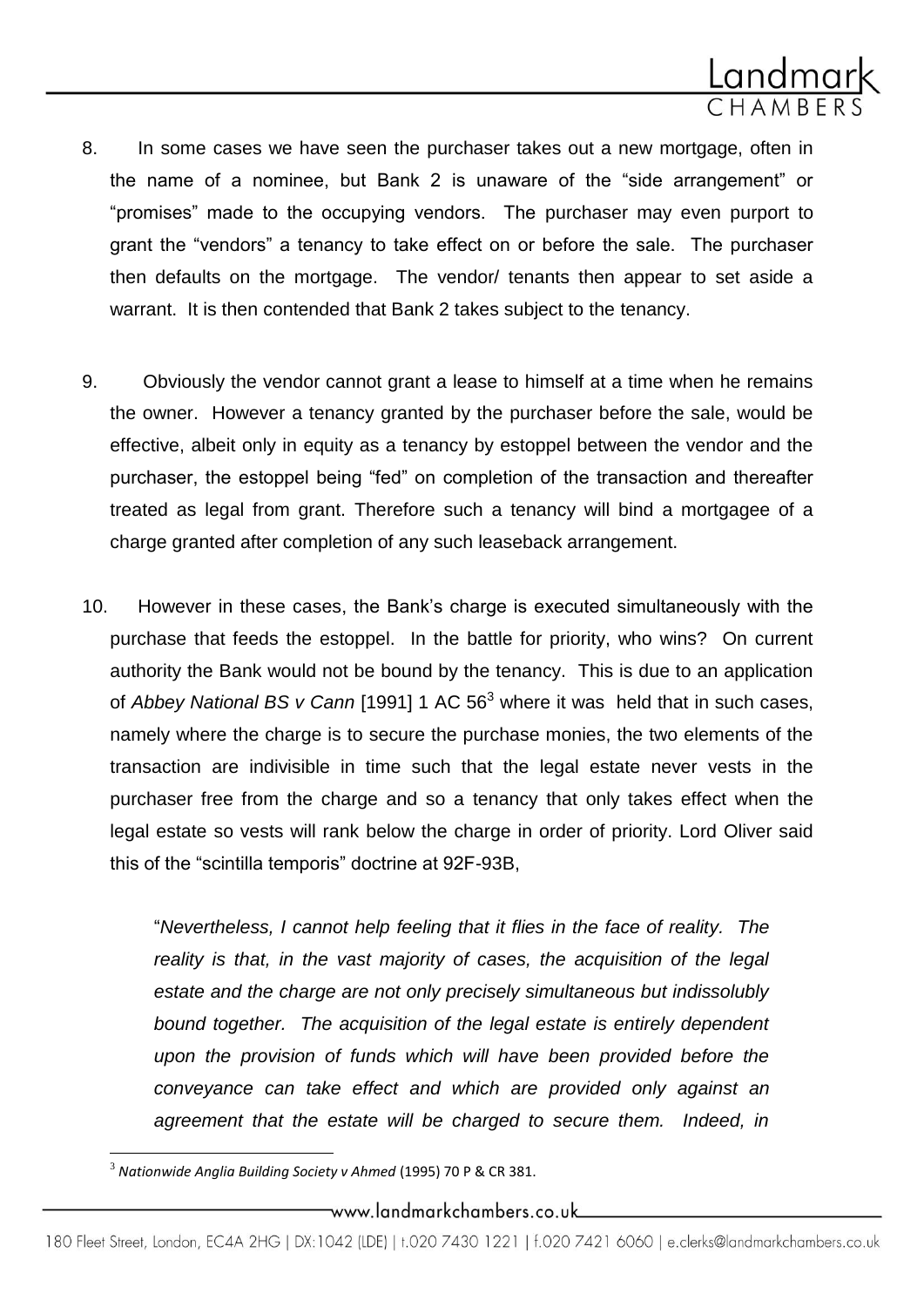8. In some cases we have seen the purchaser takes out a new mortgage, often in the name of a nominee, but Bank 2 is unaware of the "side arrangement" or "promises" made to the occupying vendors. The purchaser may even purport to grant the "vendors" a tenancy to take effect on or before the sale. The purchaser then defaults on the mortgage. The vendor/ tenants then appear to set aside a warrant. It is then contended that Bank 2 takes subject to the tenancy.

9. Obviously the vendor cannot grant a lease to himself at a time when he remains the owner. However a tenancy granted by the purchaser before the sale, would be effective, albeit only in equity as a tenancy by estoppel between the vendor and the purchaser, the estoppel being "fed" on completion of the transaction and thereafter treated as legal from grant. Therefore such a tenancy will bind a mortgagee of a charge granted after completion of any such leaseback arrangement.

10. However in these cases, the Bank's charge is executed simultaneously with the purchase that feeds the estoppel. In the battle for priority, who wins? On current authority the Bank would not be bound by the tenancy. This is due to an application of *Abbey National BS v Cann* [1991] 1 AC 56[3] where it was held that in such cases, namely where the charge is to secure the purchase monies, the two elements of the transaction are indivisible in time such that the legal estate never vests in the purchaser free from the charge and so a tenancy that only takes effect when the legal estate so vests will rank below the charge in order of priority. Lord Oliver said this of the "scintilla temporis" doctrine at 92F-93B,

> "*Nevertheless, I cannot help feeling that it flies in the face of reality. The reality is that, in the vast majority of cases, the acquisition of the legal estate and the charge are not only precisely simultaneous but indissolubly bound together. The acquisition of the legal estate is entirely dependent upon the provision of funds which will have been provided before the conveyance can take effect and which are provided only against an agreement that the estate will be charged to secure them. Indeed, in*

[3] *Nationwide Anglia Building Society v Ahmed* (1995) 70 P & CR 381.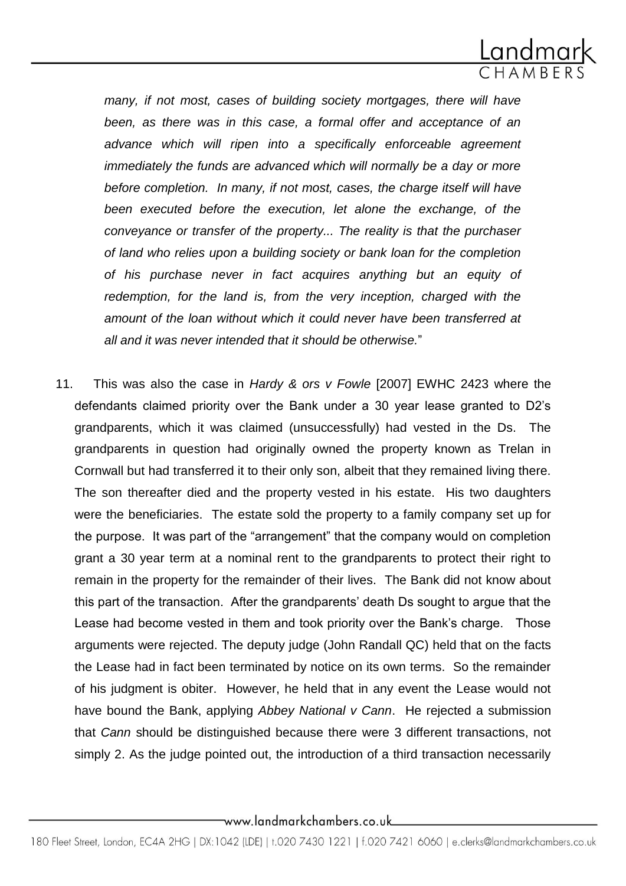*many, if not most, cases of building society mortgages, there will have been, as there was in this case, a formal offer and acceptance of an advance which will ripen into a specifically enforceable agreement immediately the funds are advanced which will normally be a day or more before completion. In many, if not most, cases, the charge itself will have been executed before the execution, let alone the exchange, of the conveyance or transfer of the property... The reality is that the purchaser of land who relies upon a building society or bank loan for the completion of his purchase never in fact acquires anything but an equity of redemption, for the land is, from the very inception, charged with the amount of the loan without which it could never have been transferred at all and it was never intended that it should be otherwise.*"

11. This was also the case in *Hardy & ors v Fowle* [2007] EWHC 2423 where the defendants claimed priority over the Bank under a 30 year lease granted to D2's grandparents, which it was claimed (unsuccessfully) had vested in the Ds. The grandparents in question had originally owned the property known as Trelan in Cornwall but had transferred it to their only son, albeit that they remained living there. The son thereafter died and the property vested in his estate. His two daughters were the beneficiaries. The estate sold the property to a family company set up for the purpose. It was part of the "arrangement" that the company would on completion grant a 30 year term at a nominal rent to the grandparents to protect their right to remain in the property for the remainder of their lives. The Bank did not know about this part of the transaction. After the grandparents' death Ds sought to argue that the Lease had become vested in them and took priority over the Bank's charge. Those arguments were rejected. The deputy judge (John Randall QC) held that on the facts the Lease had in fact been terminated by notice on its own terms. So the remainder of his judgment is obiter. However, he held that in any event the Lease would not have bound the Bank, applying *Abbey National v Cann*. He rejected a submission that *Cann* should be distinguished because there were 3 different transactions, not simply 2. As the judge pointed out, the introduction of a third transaction necessarily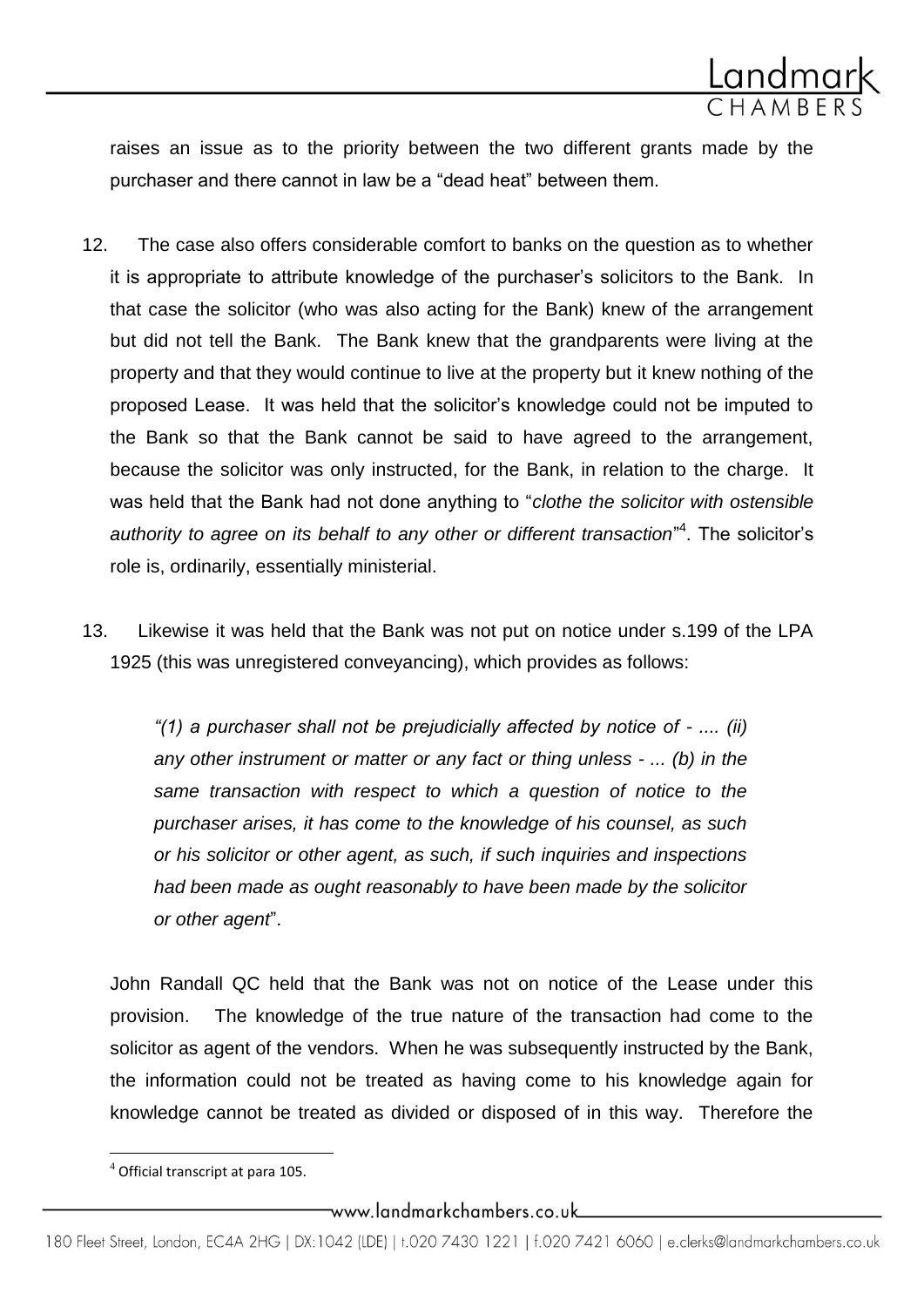raises an issue as to the priority between the two different grants made by the purchaser and there cannot in law be a "dead heat" between them.

12. The case also offers considerable comfort to banks on the question as to whether it is appropriate to attribute knowledge of the purchaser's solicitors to the Bank. In that case the solicitor (who was also acting for the Bank) knew of the arrangement but did not tell the Bank. The Bank knew that the grandparents were living at the property and that they would continue to live at the property but it knew nothing of the proposed Lease. It was held that the solicitor's knowledge could not be imputed to the Bank so that the Bank cannot be said to have agreed to the arrangement, because the solicitor was only instructed, for the Bank, in relation to the charge. It was held that the Bank had not done anything to "*clothe the solicitor with ostensible authority to agree on its behalf to any other or different transaction*"[4]. The solicitor's role is, ordinarily, essentially ministerial.

13. Likewise it was held that the Bank was not put on notice under s.199 of the LPA 1925 (this was unregistered conveyancing), which provides as follows:

> *"(1) a purchaser shall not be prejudicially affected by notice of - .... (ii) any other instrument or matter or any fact or thing unless - ... (b) in the same transaction with respect to which a question of notice to the purchaser arises, it has come to the knowledge of his counsel, as such or his solicitor or other agent, as such, if such inquiries and inspections had been made as ought reasonably to have been made by the solicitor or other agent*".

John Randall QC held that the Bank was not on notice of the Lease under this provision. The knowledge of the true nature of the transaction had come to the solicitor as agent of the vendors. When he was subsequently instructed by the Bank, the information could not be treated as having come to his knowledge again for knowledge cannot be treated as divided or disposed of in this way. Therefore the

---

[4] Official transcript at para 105.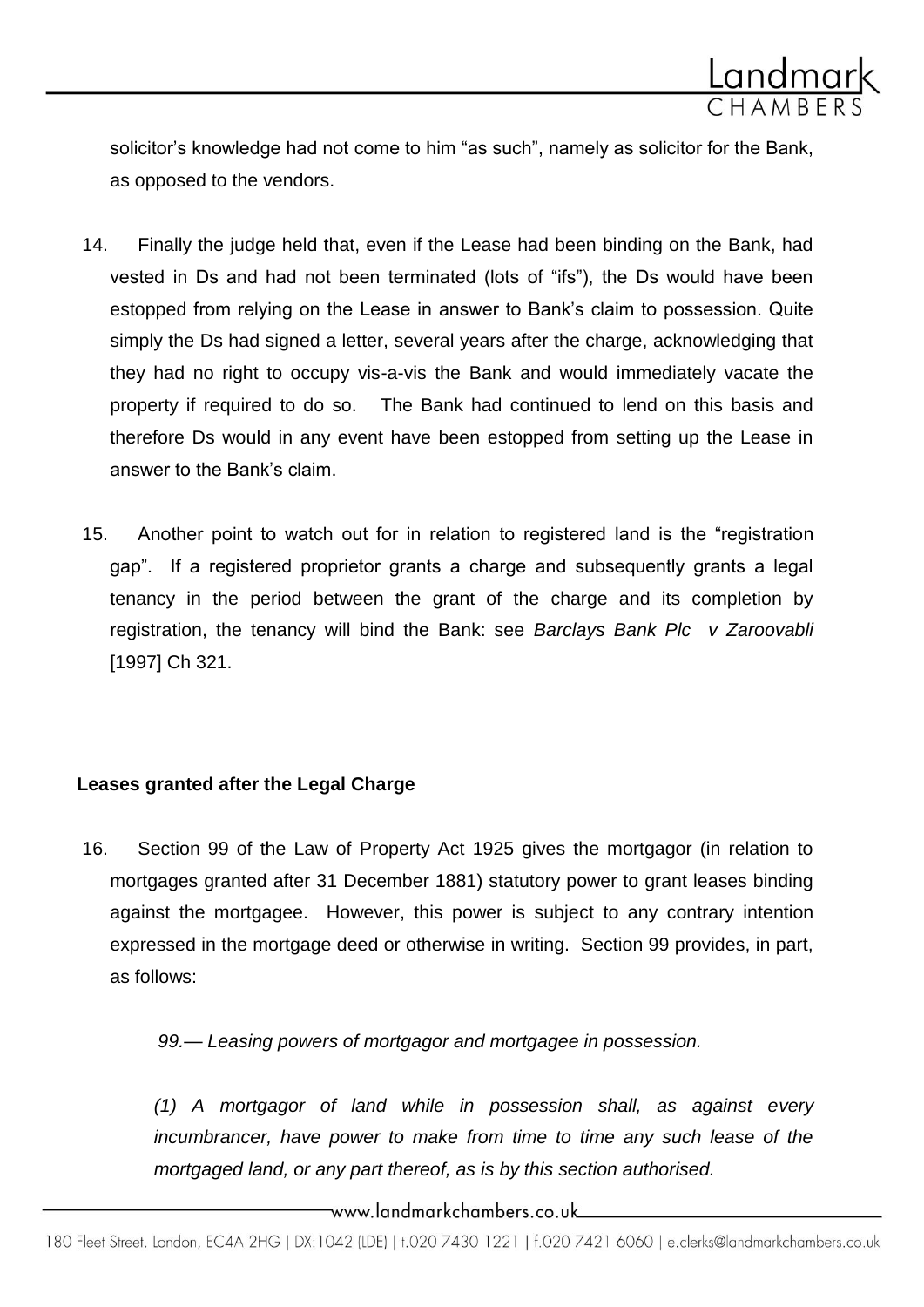solicitor's knowledge had not come to him "as such", namely as solicitor for the Bank, as opposed to the vendors.

14. Finally the judge held that, even if the Lease had been binding on the Bank, had vested in Ds and had not been terminated (lots of "ifs"), the Ds would have been estopped from relying on the Lease in answer to Bank's claim to possession. Quite simply the Ds had signed a letter, several years after the charge, acknowledging that they had no right to occupy vis-a-vis the Bank and would immediately vacate the property if required to do so. The Bank had continued to lend on this basis and therefore Ds would in any event have been estopped from setting up the Lease in answer to the Bank's claim.

15. Another point to watch out for in relation to registered land is the "registration gap". If a registered proprietor grants a charge and subsequently grants a legal tenancy in the period between the grant of the charge and its completion by registration, the tenancy will bind the Bank: see *Barclays Bank Plc v Zaroovabli* [1997] Ch 321.

**Leases granted after the Legal Charge**

16. Section 99 of the Law of Property Act 1925 gives the mortgagor (in relation to mortgages granted after 31 December 1881) statutory power to grant leases binding against the mortgagee. However, this power is subject to any contrary intention expressed in the mortgage deed or otherwise in writing. Section 99 provides, in part, as follows:

*99.— Leasing powers of mortgagor and mortgagee in possession.*

*(1) A mortgagor of land while in possession shall, as against every incumbrancer, have power to make from time to time any such lease of the mortgaged land, or any part thereof, as is by this section authorised.*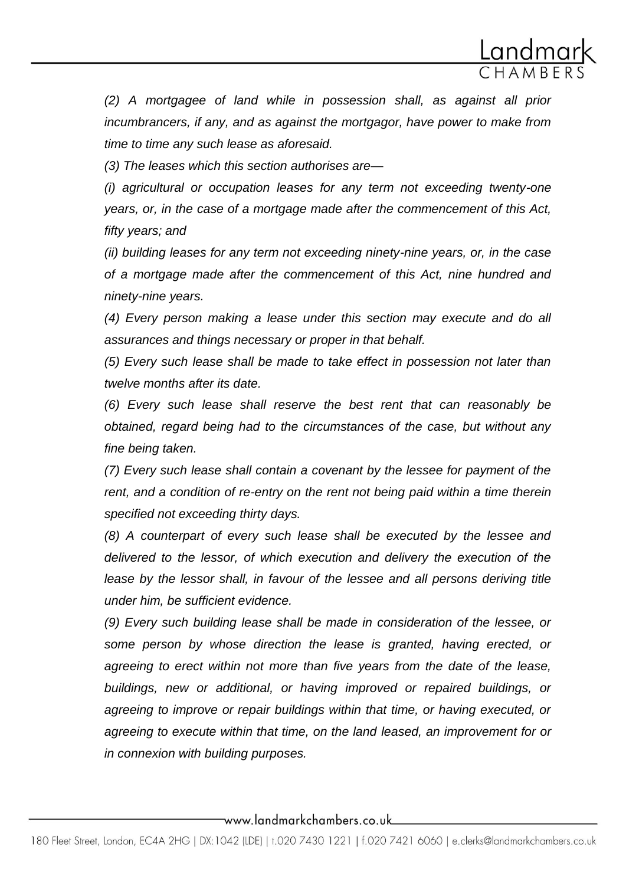*(2) A mortgagee of land while in possession shall, as against all prior incumbrancers, if any, and as against the mortgagor, have power to make from time to time any such lease as aforesaid.*

*(3) The leases which this section authorises are—*

*(i) agricultural or occupation leases for any term not exceeding twenty-one years, or, in the case of a mortgage made after the commencement of this Act, fifty years; and*

*(ii) building leases for any term not exceeding ninety-nine years, or, in the case of a mortgage made after the commencement of this Act, nine hundred and ninety-nine years.*

*(4) Every person making a lease under this section may execute and do all assurances and things necessary or proper in that behalf.*

*(5) Every such lease shall be made to take effect in possession not later than twelve months after its date.*

*(6) Every such lease shall reserve the best rent that can reasonably be obtained, regard being had to the circumstances of the case, but without any fine being taken.*

*(7) Every such lease shall contain a covenant by the lessee for payment of the rent, and a condition of re-entry on the rent not being paid within a time therein specified not exceeding thirty days.*

*(8) A counterpart of every such lease shall be executed by the lessee and delivered to the lessor, of which execution and delivery the execution of the lease by the lessor shall, in favour of the lessee and all persons deriving title under him, be sufficient evidence.*

*(9) Every such building lease shall be made in consideration of the lessee, or some person by whose direction the lease is granted, having erected, or agreeing to erect within not more than five years from the date of the lease, buildings, new or additional, or having improved or repaired buildings, or agreeing to improve or repair buildings within that time, or having executed, or agreeing to execute within that time, on the land leased, an improvement for or in connexion with building purposes.*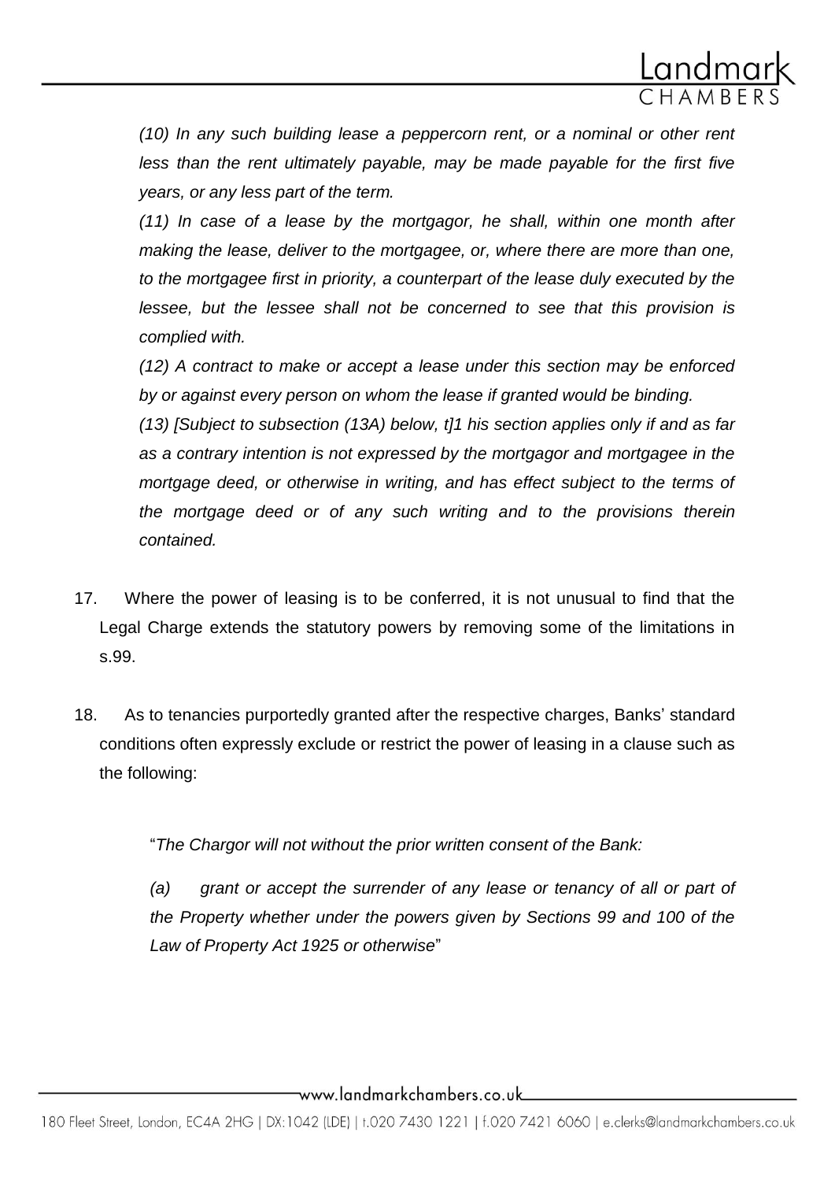*(10) In any such building lease a peppercorn rent, or a nominal or other rent less than the rent ultimately payable, may be made payable for the first five years, or any less part of the term.*

*(11) In case of a lease by the mortgagor, he shall, within one month after making the lease, deliver to the mortgagee, or, where there are more than one, to the mortgagee first in priority, a counterpart of the lease duly executed by the lessee, but the lessee shall not be concerned to see that this provision is complied with.*

*(12) A contract to make or accept a lease under this section may be enforced by or against every person on whom the lease if granted would be binding.*

*(13) [Subject to subsection (13A) below, t]1 his section applies only if and as far as a contrary intention is not expressed by the mortgagor and mortgagee in the mortgage deed, or otherwise in writing, and has effect subject to the terms of the mortgage deed or of any such writing and to the provisions therein contained.*

17. Where the power of leasing is to be conferred, it is not unusual to find that the Legal Charge extends the statutory powers by removing some of the limitations in s.99.

18. As to tenancies purportedly granted after the respective charges, Banks' standard conditions often expressly exclude or restrict the power of leasing in a clause such as the following:

> "*The Chargor will not without the prior written consent of the Bank:*
>
> *(a) grant or accept the surrender of any lease or tenancy of all or part of the Property whether under the powers given by Sections 99 and 100 of the Law of Property Act 1925 or otherwise*"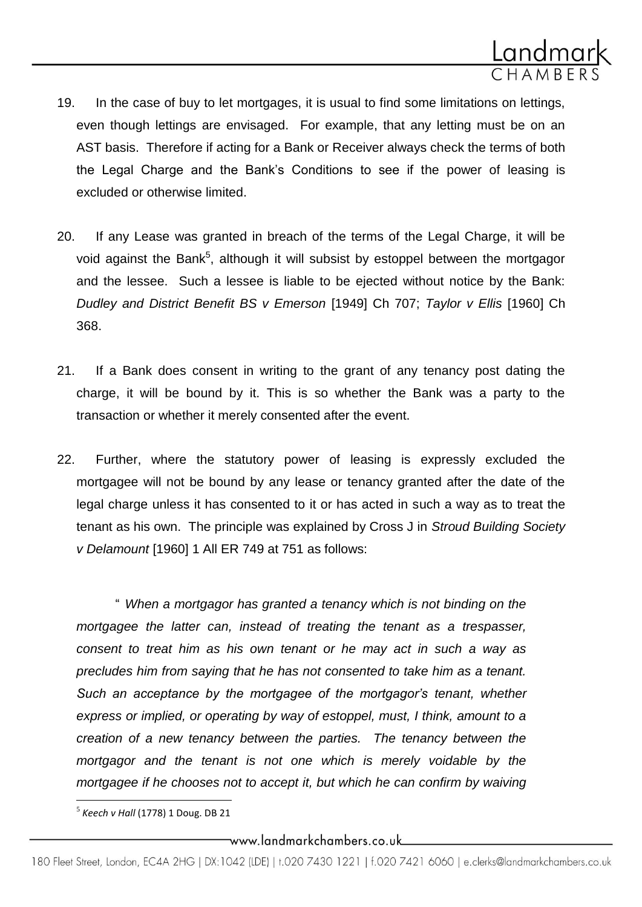19. In the case of buy to let mortgages, it is usual to find some limitations on lettings, even though lettings are envisaged. For example, that any letting must be on an AST basis. Therefore if acting for a Bank or Receiver always check the terms of both the Legal Charge and the Bank's Conditions to see if the power of leasing is excluded or otherwise limited.

20. If any Lease was granted in breach of the terms of the Legal Charge, it will be void against the Bank[5], although it will subsist by estoppel between the mortgagor and the lessee. Such a lessee is liable to be ejected without notice by the Bank: *Dudley and District Benefit BS v Emerson* [1949] Ch 707; *Taylor v Ellis* [1960] Ch 368.

21. If a Bank does consent in writing to the grant of any tenancy post dating the charge, it will be bound by it. This is so whether the Bank was a party to the transaction or whether it merely consented after the event.

22. Further, where the statutory power of leasing is expressly excluded the mortgagee will not be bound by any lease or tenancy granted after the date of the legal charge unless it has consented to it or has acted in such a way as to treat the tenant as his own. The principle was explained by Cross J in *Stroud Building Society v Delamount* [1960] 1 All ER 749 at 751 as follows:

> " *When a mortgagor has granted a tenancy which is not binding on the mortgagee the latter can, instead of treating the tenant as a trespasser, consent to treat him as his own tenant or he may act in such a way as precludes him from saying that he has not consented to take him as a tenant. Such an acceptance by the mortgagee of the mortgagor's tenant, whether express or implied, or operating by way of estoppel, must, I think, amount to a creation of a new tenancy between the parties. The tenancy between the mortgagor and the tenant is not one which is merely voidable by the mortgagee if he chooses not to accept it, but which he can confirm by waiving*

[5] *Keech v Hall* (1778) 1 Doug. DB 21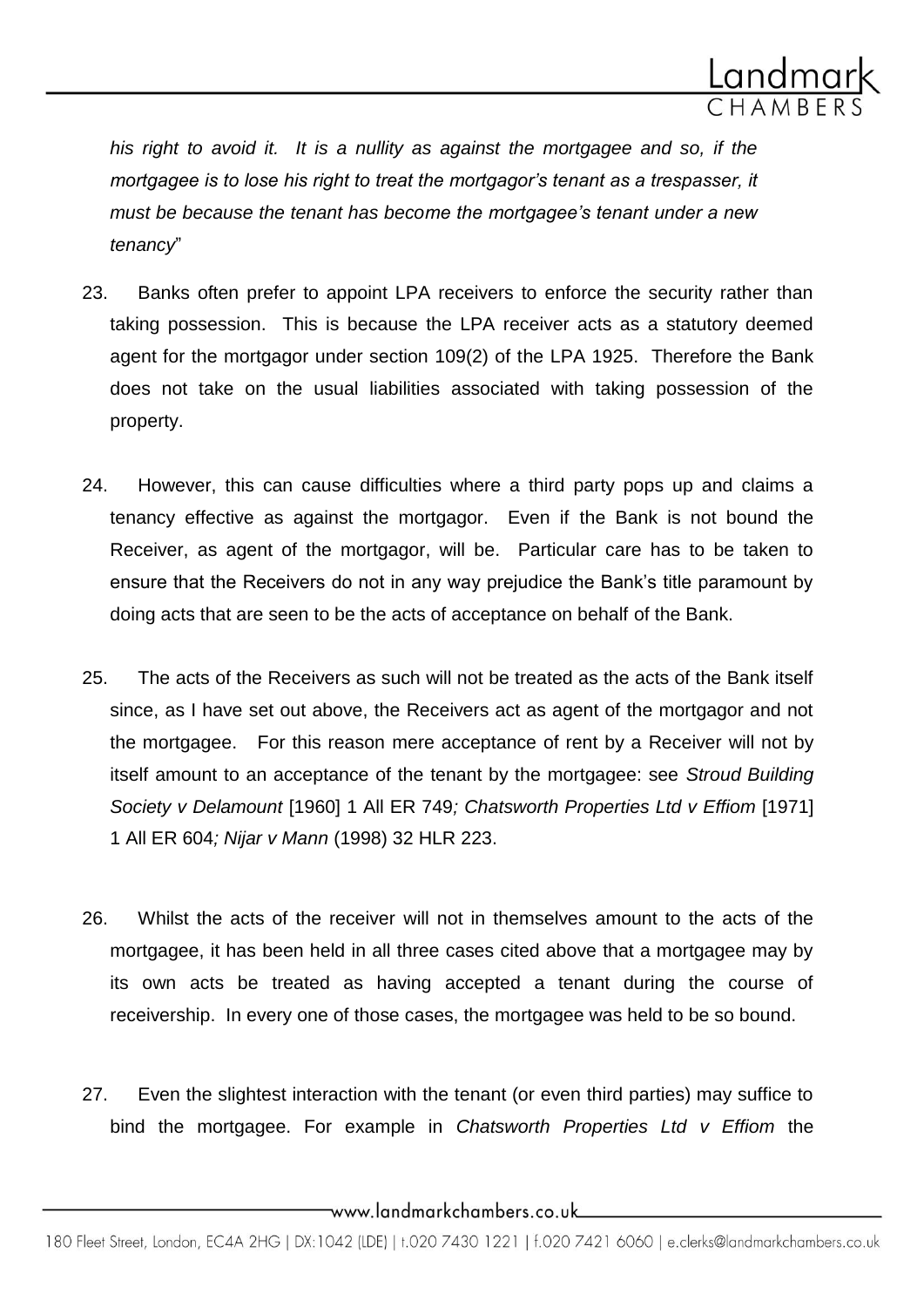*his right to avoid it. It is a nullity as against the mortgagee and so, if the mortgagee is to lose his right to treat the mortgagor's tenant as a trespasser, it must be because the tenant has become the mortgagee's tenant under a new tenancy*"

23. Banks often prefer to appoint LPA receivers to enforce the security rather than taking possession. This is because the LPA receiver acts as a statutory deemed agent for the mortgagor under section 109(2) of the LPA 1925. Therefore the Bank does not take on the usual liabilities associated with taking possession of the property.

24. However, this can cause difficulties where a third party pops up and claims a tenancy effective as against the mortgagor. Even if the Bank is not bound the Receiver, as agent of the mortgagor, will be. Particular care has to be taken to ensure that the Receivers do not in any way prejudice the Bank's title paramount by doing acts that are seen to be the acts of acceptance on behalf of the Bank.

25. The acts of the Receivers as such will not be treated as the acts of the Bank itself since, as I have set out above, the Receivers act as agent of the mortgagor and not the mortgagee. For this reason mere acceptance of rent by a Receiver will not by itself amount to an acceptance of the tenant by the mortgagee: see *Stroud Building Society v Delamount* [1960] 1 All ER 749*; Chatsworth Properties Ltd v Effiom* [1971] 1 All ER 604*; Nijar v Mann* (1998) 32 HLR 223.

26. Whilst the acts of the receiver will not in themselves amount to the acts of the mortgagee, it has been held in all three cases cited above that a mortgagee may by its own acts be treated as having accepted a tenant during the course of receivership. In every one of those cases, the mortgagee was held to be so bound.

27. Even the slightest interaction with the tenant (or even third parties) may suffice to bind the mortgagee. For example in *Chatsworth Properties Ltd v Effiom* the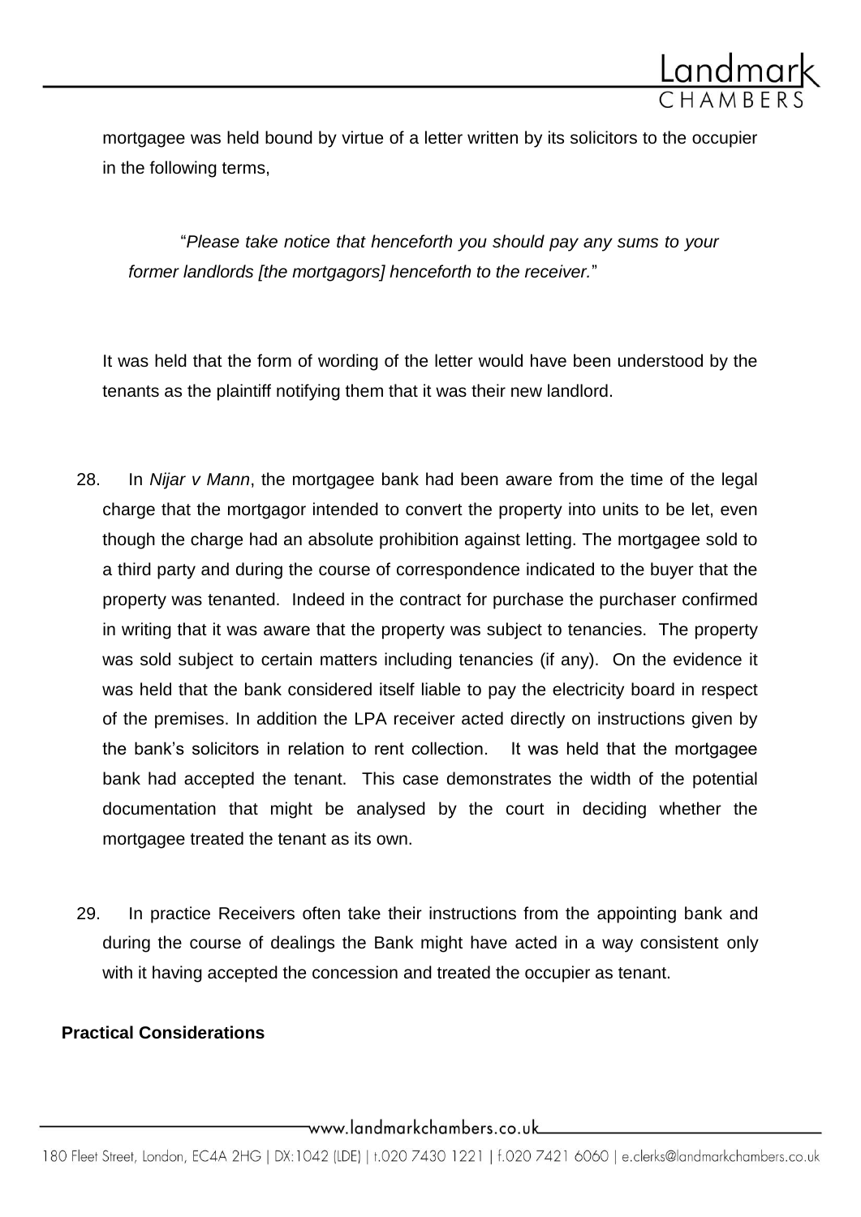mortgagee was held bound by virtue of a letter written by its solicitors to the occupier in the following terms,

> "*Please take notice that henceforth you should pay any sums to your former landlords [the mortgagors] henceforth to the receiver.*"

It was held that the form of wording of the letter would have been understood by the tenants as the plaintiff notifying them that it was their new landlord.

28. In *Nijar v Mann*, the mortgagee bank had been aware from the time of the legal charge that the mortgagor intended to convert the property into units to be let, even though the charge had an absolute prohibition against letting. The mortgagee sold to a third party and during the course of correspondence indicated to the buyer that the property was tenanted. Indeed in the contract for purchase the purchaser confirmed in writing that it was aware that the property was subject to tenancies. The property was sold subject to certain matters including tenancies (if any). On the evidence it was held that the bank considered itself liable to pay the electricity board in respect of the premises. In addition the LPA receiver acted directly on instructions given by the bank's solicitors in relation to rent collection. It was held that the mortgagee bank had accepted the tenant. This case demonstrates the width of the potential documentation that might be analysed by the court in deciding whether the mortgagee treated the tenant as its own.

29. In practice Receivers often take their instructions from the appointing bank and during the course of dealings the Bank might have acted in a way consistent only with it having accepted the concession and treated the occupier as tenant.

**Practical Considerations**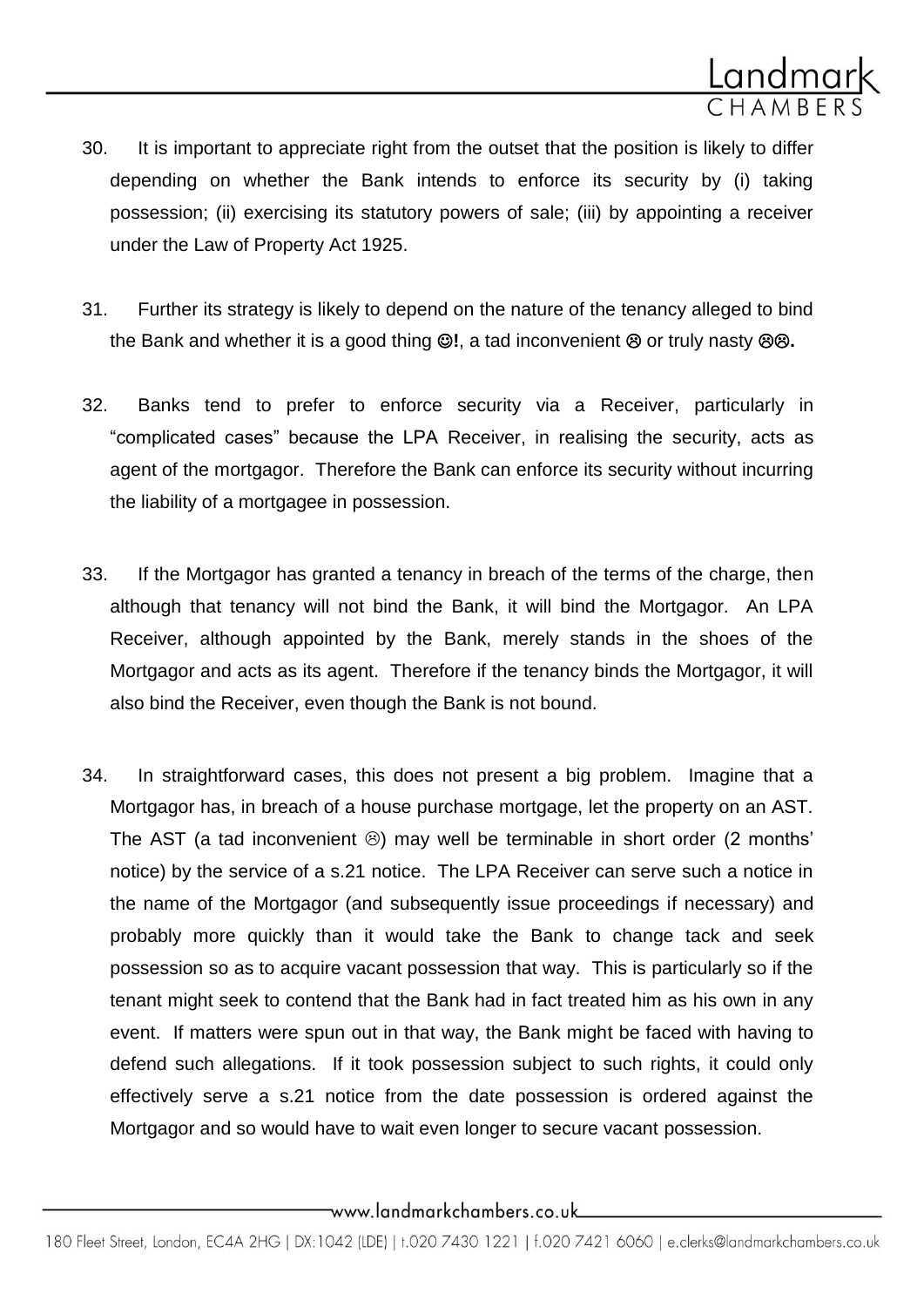30. It is important to appreciate right from the outset that the position is likely to differ depending on whether the Bank intends to enforce its security by (i) taking possession; (ii) exercising its statutory powers of sale; (iii) by appointing a receiver under the Law of Property Act 1925.

31. Further its strategy is likely to depend on the nature of the tenancy alleged to bind the Bank and whether it is a good thing ☺**!**, a tad inconvenient ☹ or truly nasty **☹☹.**

32. Banks tend to prefer to enforce security via a Receiver, particularly in "complicated cases" because the LPA Receiver, in realising the security, acts as agent of the mortgagor. Therefore the Bank can enforce its security without incurring the liability of a mortgagee in possession.

33. If the Mortgagor has granted a tenancy in breach of the terms of the charge, then although that tenancy will not bind the Bank, it will bind the Mortgagor. An LPA Receiver, although appointed by the Bank, merely stands in the shoes of the Mortgagor and acts as its agent. Therefore if the tenancy binds the Mortgagor, it will also bind the Receiver, even though the Bank is not bound.

34. In straightforward cases, this does not present a big problem. Imagine that a Mortgagor has, in breach of a house purchase mortgage, let the property on an AST. The AST (a tad inconvenient ☹) may well be terminable in short order (2 months' notice) by the service of a s.21 notice. The LPA Receiver can serve such a notice in the name of the Mortgagor (and subsequently issue proceedings if necessary) and probably more quickly than it would take the Bank to change tack and seek possession so as to acquire vacant possession that way. This is particularly so if the tenant might seek to contend that the Bank had in fact treated him as his own in any event. If matters were spun out in that way, the Bank might be faced with having to defend such allegations. If it took possession subject to such rights, it could only effectively serve a s.21 notice from the date possession is ordered against the Mortgagor and so would have to wait even longer to secure vacant possession.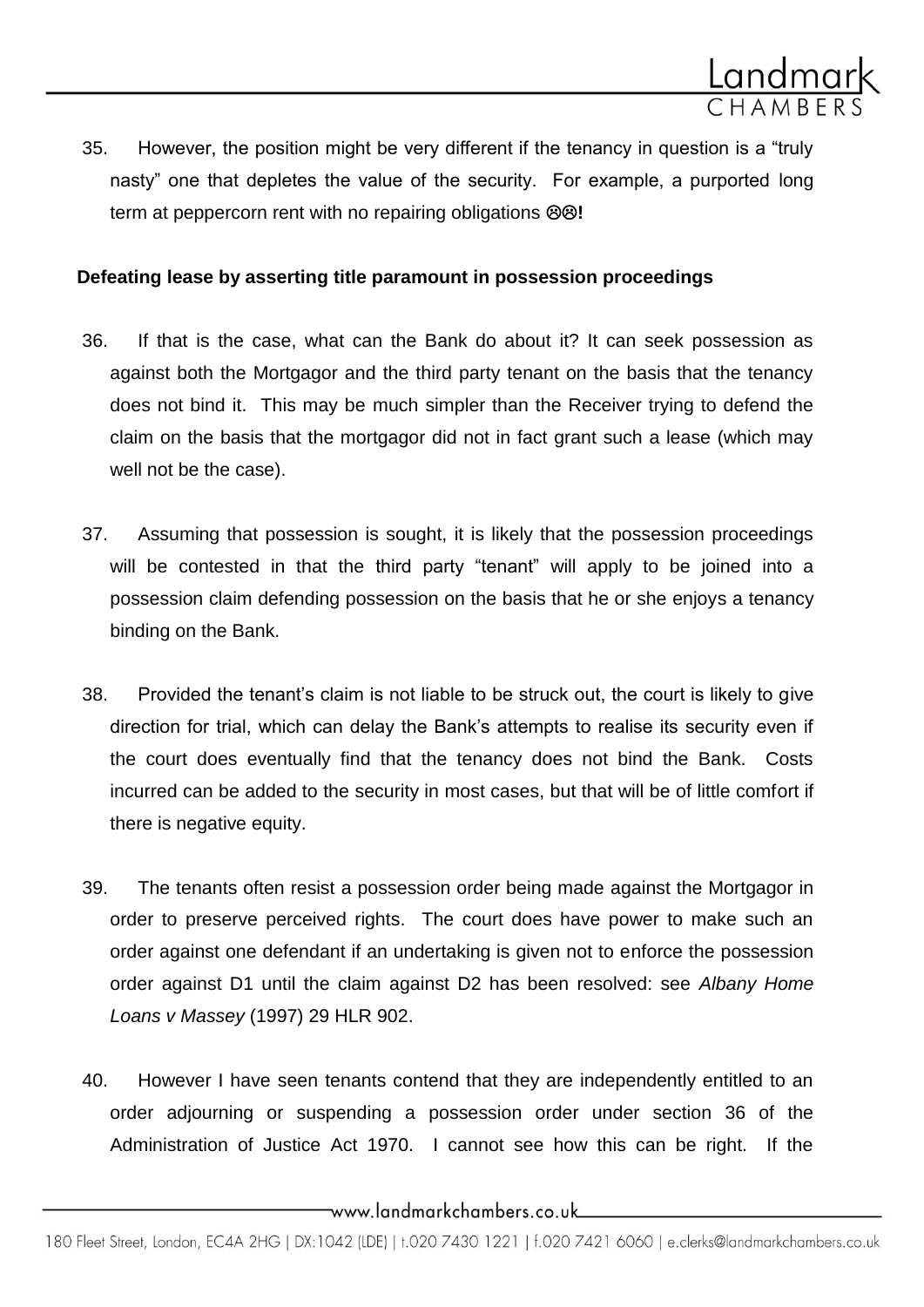35. However, the position might be very different if the tenancy in question is a "truly nasty" one that depletes the value of the security. For example, a purported long term at peppercorn rent with no repairing obligations ☹☹**!**

**Defeating lease by asserting title paramount in possession proceedings**

36. If that is the case, what can the Bank do about it? It can seek possession as against both the Mortgagor and the third party tenant on the basis that the tenancy does not bind it. This may be much simpler than the Receiver trying to defend the claim on the basis that the mortgagor did not in fact grant such a lease (which may well not be the case).

37. Assuming that possession is sought, it is likely that the possession proceedings will be contested in that the third party "tenant" will apply to be joined into a possession claim defending possession on the basis that he or she enjoys a tenancy binding on the Bank.

38. Provided the tenant's claim is not liable to be struck out, the court is likely to give direction for trial, which can delay the Bank's attempts to realise its security even if the court does eventually find that the tenancy does not bind the Bank. Costs incurred can be added to the security in most cases, but that will be of little comfort if there is negative equity.

39. The tenants often resist a possession order being made against the Mortgagor in order to preserve perceived rights. The court does have power to make such an order against one defendant if an undertaking is given not to enforce the possession order against D1 until the claim against D2 has been resolved: see *Albany Home Loans v Massey* (1997) 29 HLR 902.

40. However I have seen tenants contend that they are independently entitled to an order adjourning or suspending a possession order under section 36 of the Administration of Justice Act 1970. I cannot see how this can be right. If the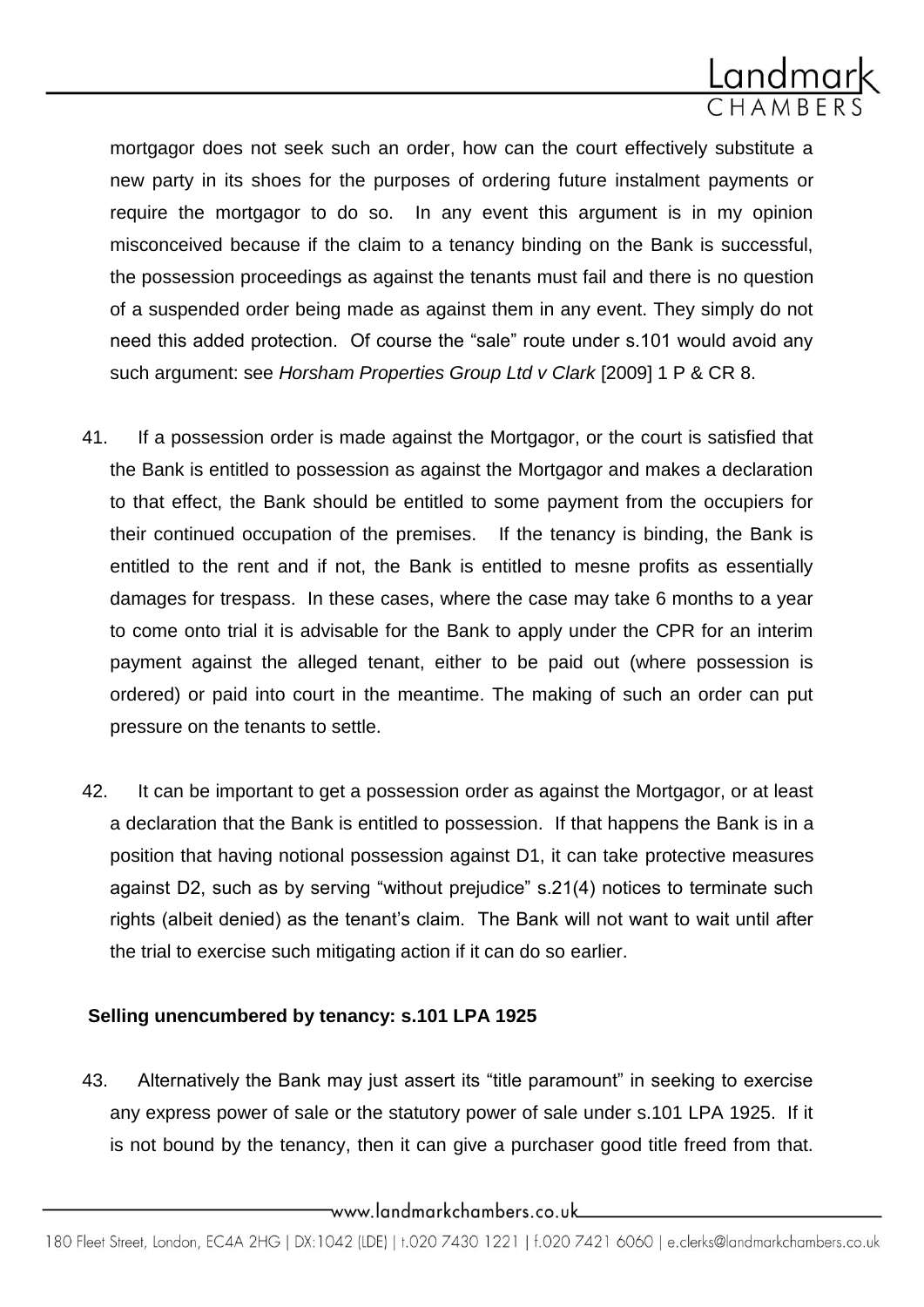mortgagor does not seek such an order, how can the court effectively substitute a new party in its shoes for the purposes of ordering future instalment payments or require the mortgagor to do so. In any event this argument is in my opinion misconceived because if the claim to a tenancy binding on the Bank is successful, the possession proceedings as against the tenants must fail and there is no question of a suspended order being made as against them in any event. They simply do not need this added protection. Of course the "sale" route under s.101 would avoid any such argument: see *Horsham Properties Group Ltd v Clark* [2009] 1 P & CR 8.

41. If a possession order is made against the Mortgagor, or the court is satisfied that the Bank is entitled to possession as against the Mortgagor and makes a declaration to that effect, the Bank should be entitled to some payment from the occupiers for their continued occupation of the premises. If the tenancy is binding, the Bank is entitled to the rent and if not, the Bank is entitled to mesne profits as essentially damages for trespass. In these cases, where the case may take 6 months to a year to come onto trial it is advisable for the Bank to apply under the CPR for an interim payment against the alleged tenant, either to be paid out (where possession is ordered) or paid into court in the meantime. The making of such an order can put pressure on the tenants to settle.

42. It can be important to get a possession order as against the Mortgagor, or at least a declaration that the Bank is entitled to possession. If that happens the Bank is in a position that having notional possession against D1, it can take protective measures against D2, such as by serving "without prejudice" s.21(4) notices to terminate such rights (albeit denied) as the tenant's claim. The Bank will not want to wait until after the trial to exercise such mitigating action if it can do so earlier.

**Selling unencumbered by tenancy: s.101 LPA 1925**

43. Alternatively the Bank may just assert its "title paramount" in seeking to exercise any express power of sale or the statutory power of sale under s.101 LPA 1925. If it is not bound by the tenancy, then it can give a purchaser good title freed from that.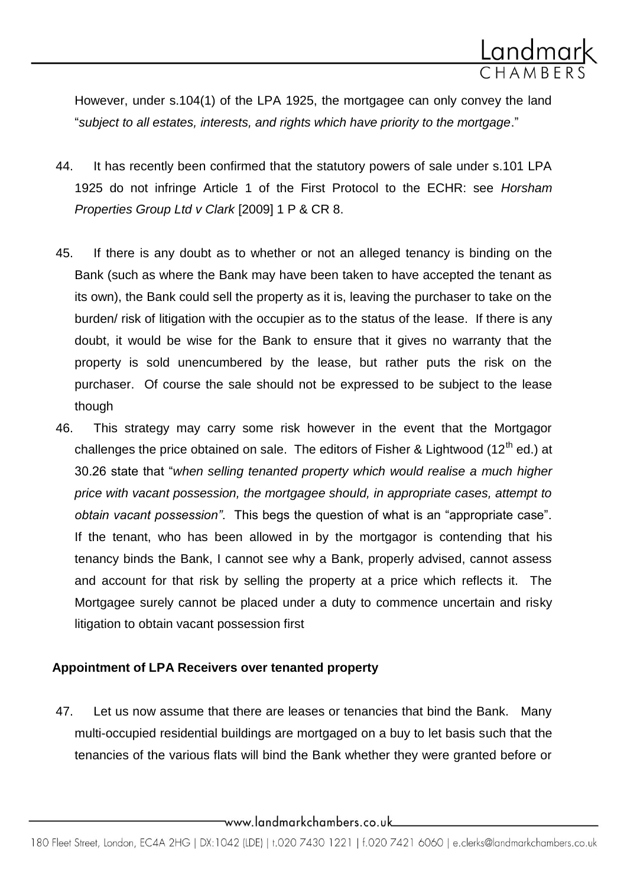However, under s.104(1) of the LPA 1925, the mortgagee can only convey the land "*subject to all estates, interests, and rights which have priority to the mortgage*."

44. It has recently been confirmed that the statutory powers of sale under s.101 LPA 1925 do not infringe Article 1 of the First Protocol to the ECHR: see *Horsham Properties Group Ltd v Clark* [2009] 1 P & CR 8.

45. If there is any doubt as to whether or not an alleged tenancy is binding on the Bank (such as where the Bank may have been taken to have accepted the tenant as its own), the Bank could sell the property as it is, leaving the purchaser to take on the burden/ risk of litigation with the occupier as to the status of the lease. If there is any doubt, it would be wise for the Bank to ensure that it gives no warranty that the property is sold unencumbered by the lease, but rather puts the risk on the purchaser. Of course the sale should not be expressed to be subject to the lease though

46. This strategy may carry some risk however in the event that the Mortgagor challenges the price obtained on sale. The editors of Fisher & Lightwood (12th ed.) at 30.26 state that "*when selling tenanted property which would realise a much higher price with vacant possession, the mortgagee should, in appropriate cases, attempt to obtain vacant possession"*. This begs the question of what is an "appropriate case". If the tenant, who has been allowed in by the mortgagor is contending that his tenancy binds the Bank, I cannot see why a Bank, properly advised, cannot assess and account for that risk by selling the property at a price which reflects it. The Mortgagee surely cannot be placed under a duty to commence uncertain and risky litigation to obtain vacant possession first

**Appointment of LPA Receivers over tenanted property**

47. Let us now assume that there are leases or tenancies that bind the Bank. Many multi-occupied residential buildings are mortgaged on a buy to let basis such that the tenancies of the various flats will bind the Bank whether they were granted before or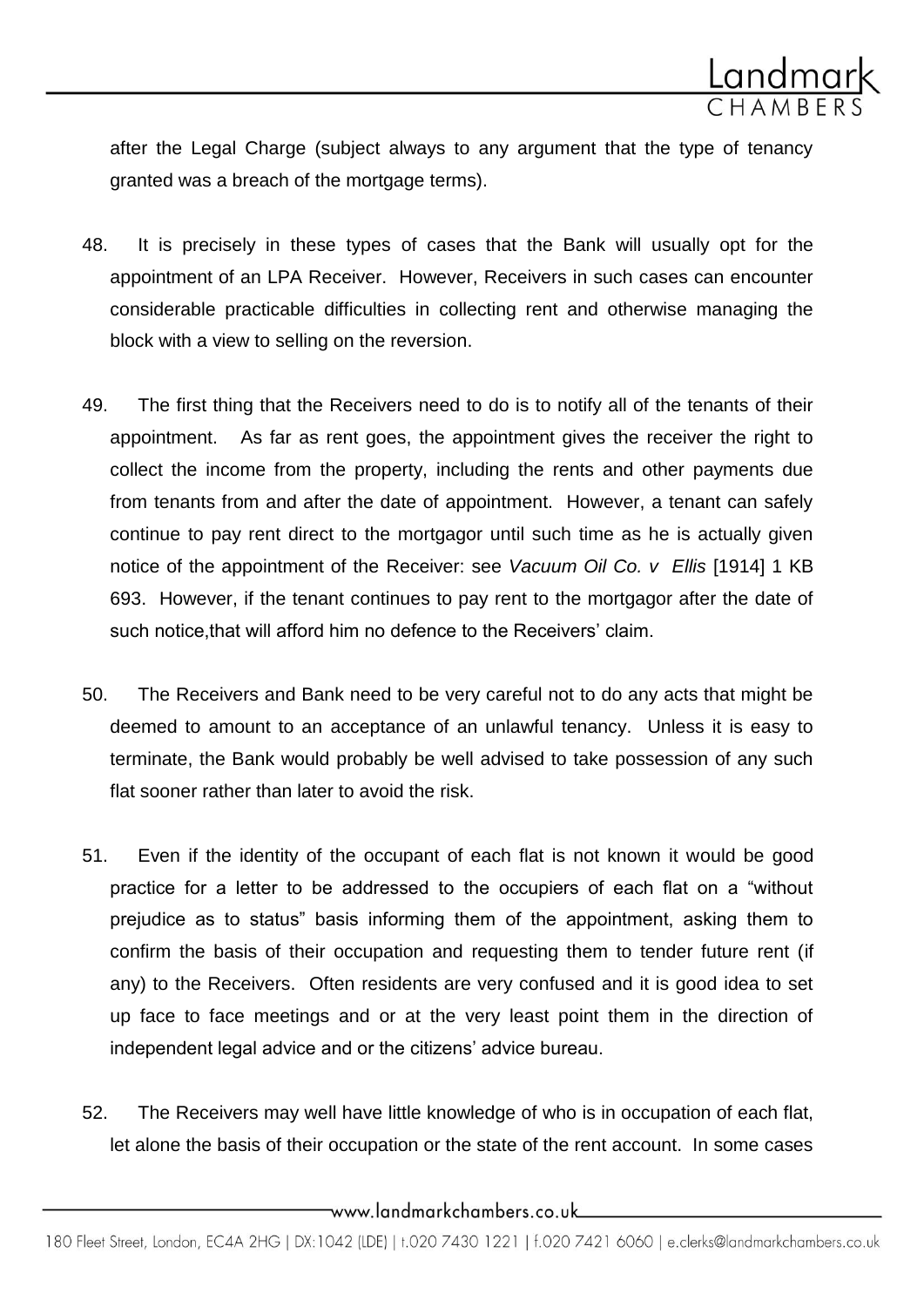after the Legal Charge (subject always to any argument that the type of tenancy granted was a breach of the mortgage terms).

48. It is precisely in these types of cases that the Bank will usually opt for the appointment of an LPA Receiver. However, Receivers in such cases can encounter considerable practicable difficulties in collecting rent and otherwise managing the block with a view to selling on the reversion.

49. The first thing that the Receivers need to do is to notify all of the tenants of their appointment. As far as rent goes, the appointment gives the receiver the right to collect the income from the property, including the rents and other payments due from tenants from and after the date of appointment. However, a tenant can safely continue to pay rent direct to the mortgagor until such time as he is actually given notice of the appointment of the Receiver: see *Vacuum Oil Co. v Ellis* [1914] 1 KB 693. However, if the tenant continues to pay rent to the mortgagor after the date of such notice,that will afford him no defence to the Receivers' claim.

50. The Receivers and Bank need to be very careful not to do any acts that might be deemed to amount to an acceptance of an unlawful tenancy. Unless it is easy to terminate, the Bank would probably be well advised to take possession of any such flat sooner rather than later to avoid the risk.

51. Even if the identity of the occupant of each flat is not known it would be good practice for a letter to be addressed to the occupiers of each flat on a "without prejudice as to status" basis informing them of the appointment, asking them to confirm the basis of their occupation and requesting them to tender future rent (if any) to the Receivers. Often residents are very confused and it is good idea to set up face to face meetings and or at the very least point them in the direction of independent legal advice and or the citizens' advice bureau.

52. The Receivers may well have little knowledge of who is in occupation of each flat, let alone the basis of their occupation or the state of the rent account. In some cases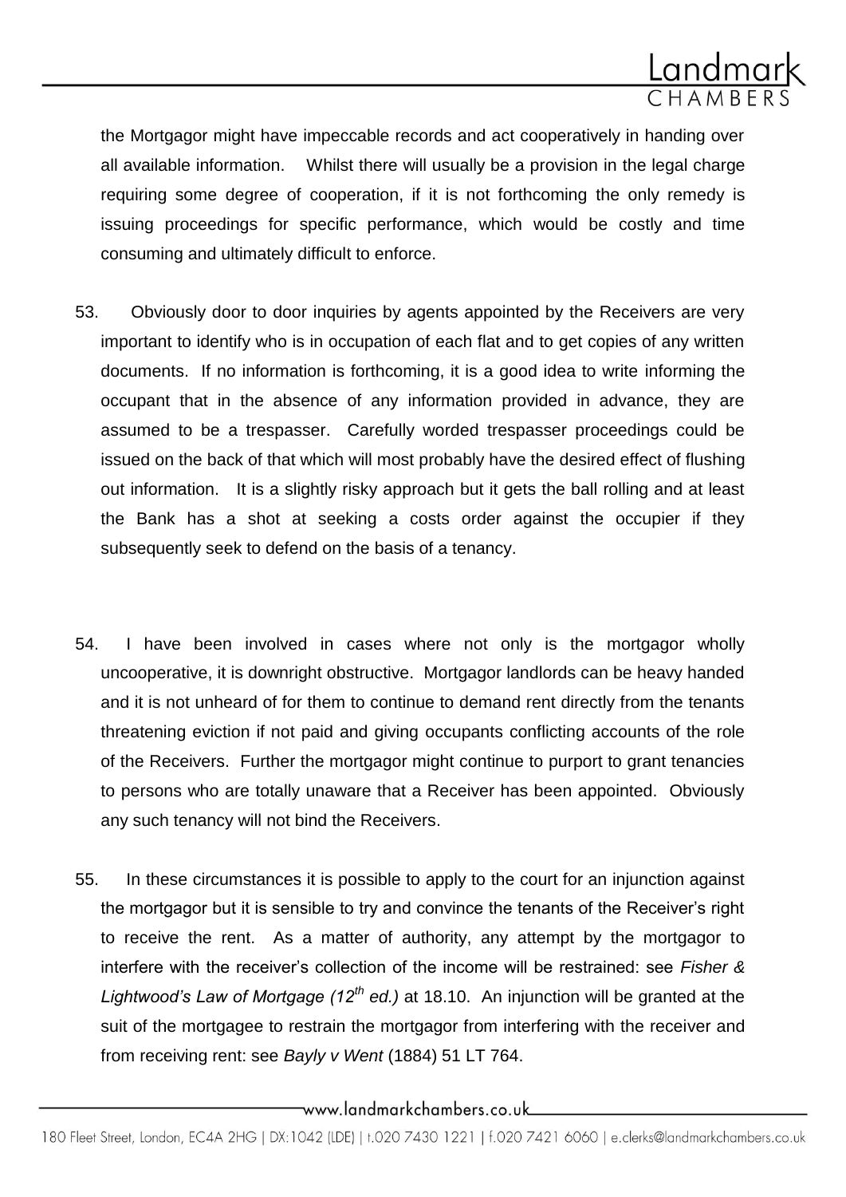the Mortgagor might have impeccable records and act cooperatively in handing over all available information. Whilst there will usually be a provision in the legal charge requiring some degree of cooperation, if it is not forthcoming the only remedy is issuing proceedings for specific performance, which would be costly and time consuming and ultimately difficult to enforce.

53. Obviously door to door inquiries by agents appointed by the Receivers are very important to identify who is in occupation of each flat and to get copies of any written documents. If no information is forthcoming, it is a good idea to write informing the occupant that in the absence of any information provided in advance, they are assumed to be a trespasser. Carefully worded trespasser proceedings could be issued on the back of that which will most probably have the desired effect of flushing out information. It is a slightly risky approach but it gets the ball rolling and at least the Bank has a shot at seeking a costs order against the occupier if they subsequently seek to defend on the basis of a tenancy.

54. I have been involved in cases where not only is the mortgagor wholly uncooperative, it is downright obstructive. Mortgagor landlords can be heavy handed and it is not unheard of for them to continue to demand rent directly from the tenants threatening eviction if not paid and giving occupants conflicting accounts of the role of the Receivers. Further the mortgagor might continue to purport to grant tenancies to persons who are totally unaware that a Receiver has been appointed. Obviously any such tenancy will not bind the Receivers.

55. In these circumstances it is possible to apply to the court for an injunction against the mortgagor but it is sensible to try and convince the tenants of the Receiver's right to receive the rent. As a matter of authority, any attempt by the mortgagor to interfere with the receiver's collection of the income will be restrained: see *Fisher & Lightwood's Law of Mortgage (12th ed.)* at 18.10. An injunction will be granted at the suit of the mortgagee to restrain the mortgagor from interfering with the receiver and from receiving rent: see *Bayly v Went* (1884) 51 LT 764.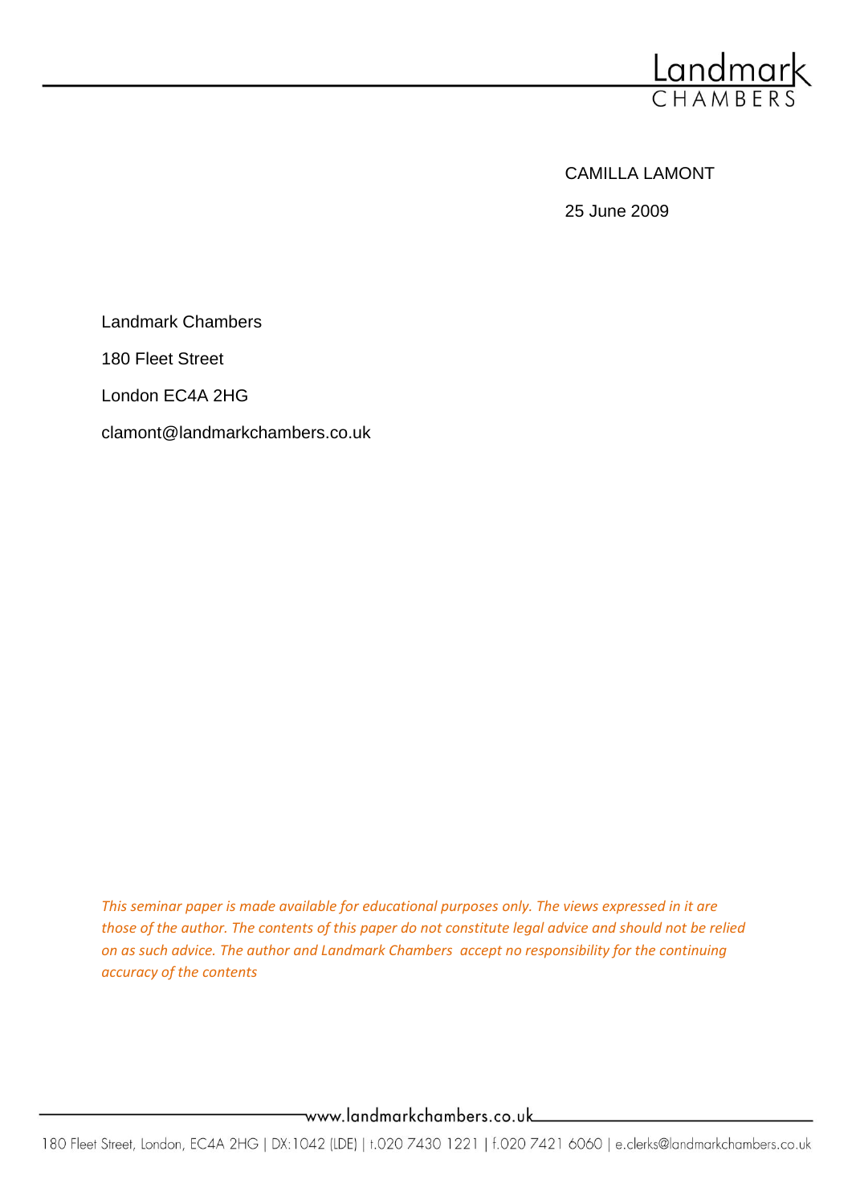CAMILLA LAMONT

25 June 2009

Landmark Chambers

180 Fleet Street

London EC4A 2HG

clamont@landmarkchambers.co.uk

*This seminar paper is made available for educational purposes only. The views expressed in it are those of the author. The contents of this paper do not constitute legal advice and should not be relied on as such advice. The author and Landmark Chambers accept no responsibility for the continuing accuracy of the contents*